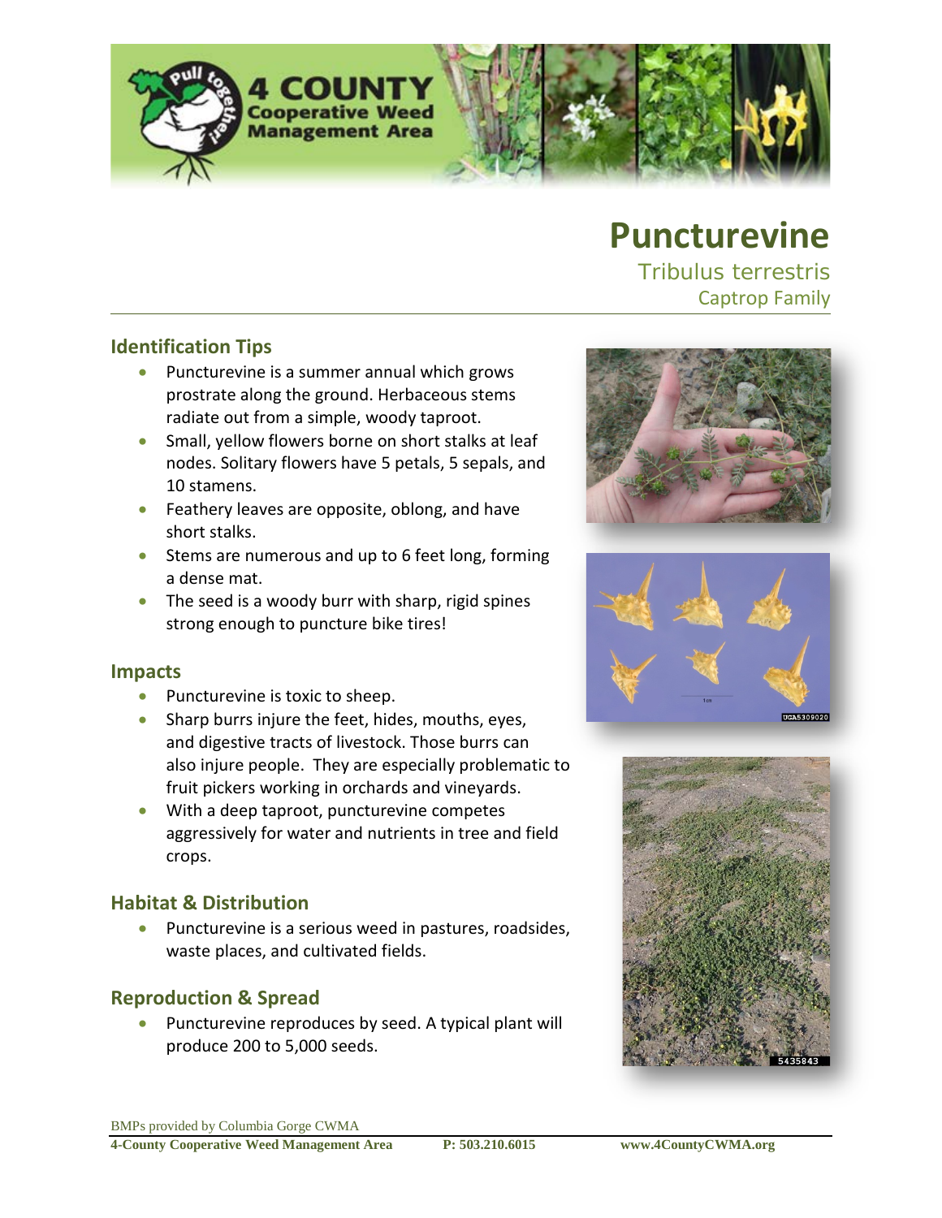# Puncturevine

Tribulus terrestris

Captrop Family

## Identification Tips

- Puncturevine is a summer annual which grows prostrate along the ground. Herbaceous stems radiate out from a simple, woody taproot.
- Small, yellow flowers borne on short stalks at leaf nodes. Solitary flowers have 5 petals, 5 sepals, and 10 stamens.
- Feathery leaves are opposite, oblong, and have short stalks.
- Stems are numerous and up to 6 feet long, forming a dense mat.
- The seed is a woody burr with sharp, rigid spines strong enough to puncture bike tires!

## Impacts

- Puncturevine is toxic to sheep.
- Sharp burrs injure the feet, hides, mouths, eyes, and digestive tracts of livestock. Those burrs can also injure people. They are especially problematic to fruit pickers working in orchards and vineyards.
- With a deep taproot, puncturevine competes aggressively for water and nutrients in tree and field crops.

## Habitat & Distribution

- Puncturevine is a serious weed in pastures, roadsides, waste places, and cultivated fields.

## Reproduction & Spread

- Puncturevine reproduces by seed. A typical plant will produce 200 to 5,000 seeds.

BMPs provided by Columbia Gorge CWMA

**4-County Cooperative Weed Management Area** **P: 503.210.6015** **www.4CountyCWMA.org**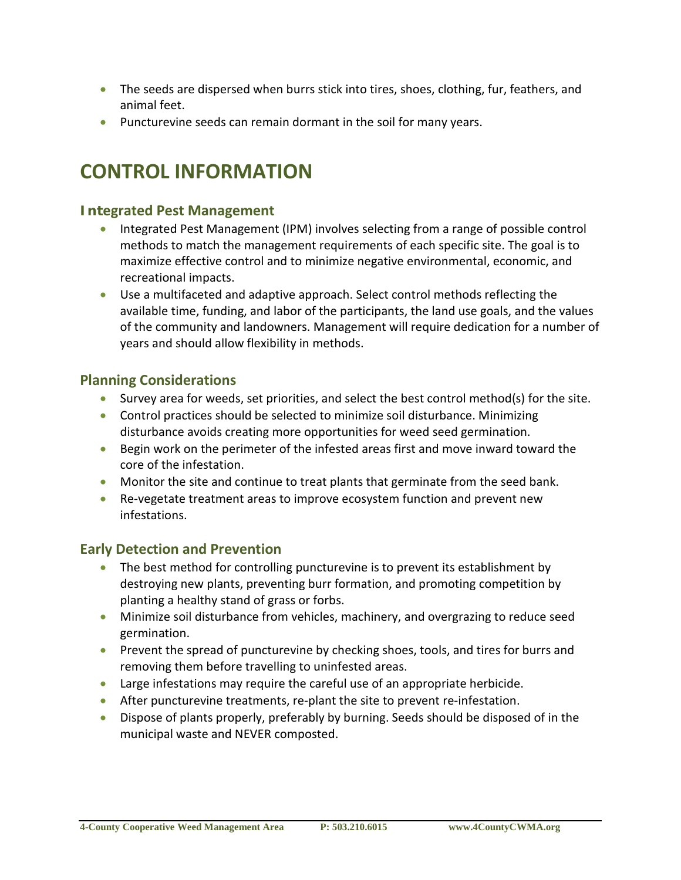- The seeds are dispersed when burrs stick into tires, shoes, clothing, fur, feathers, and animal feet.
- Puncturevine seeds can remain dormant in the soil for many years.

# CONTROL INFORMATION

## Integrated Pest Management

- Integrated Pest Management (IPM) involves selecting from a range of possible control methods to match the management requirements of each specific site. The goal is to maximize effective control and to minimize negative environmental, economic, and recreational impacts.
- Use a multifaceted and adaptive approach. Select control methods reflecting the available time, funding, and labor of the participants, the land use goals, and the values of the community and landowners. Management will require dedication for a number of years and should allow flexibility in methods.

## Planning Considerations

- Survey area for weeds, set priorities, and select the best control method(s) for the site.
- Control practices should be selected to minimize soil disturbance. Minimizing disturbance avoids creating more opportunities for weed seed germination.
- Begin work on the perimeter of the infested areas first and move inward toward the core of the infestation.
- Monitor the site and continue to treat plants that germinate from the seed bank.
- Re-vegetate treatment areas to improve ecosystem function and prevent new infestations.

## Early Detection and Prevention

- The best method for controlling puncturevine is to prevent its establishment by destroying new plants, preventing burr formation, and promoting competition by planting a healthy stand of grass or forbs.
- Minimize soil disturbance from vehicles, machinery, and overgrazing to reduce seed germination.
- Prevent the spread of puncturevine by checking shoes, tools, and tires for burrs and removing them before travelling to uninfested areas.
- Large infestations may require the careful use of an appropriate herbicide.
- After puncturevine treatments, re-plant the site to prevent re-infestation.
- Dispose of plants properly, preferably by burning. Seeds should be disposed of in the municipal waste and NEVER composted.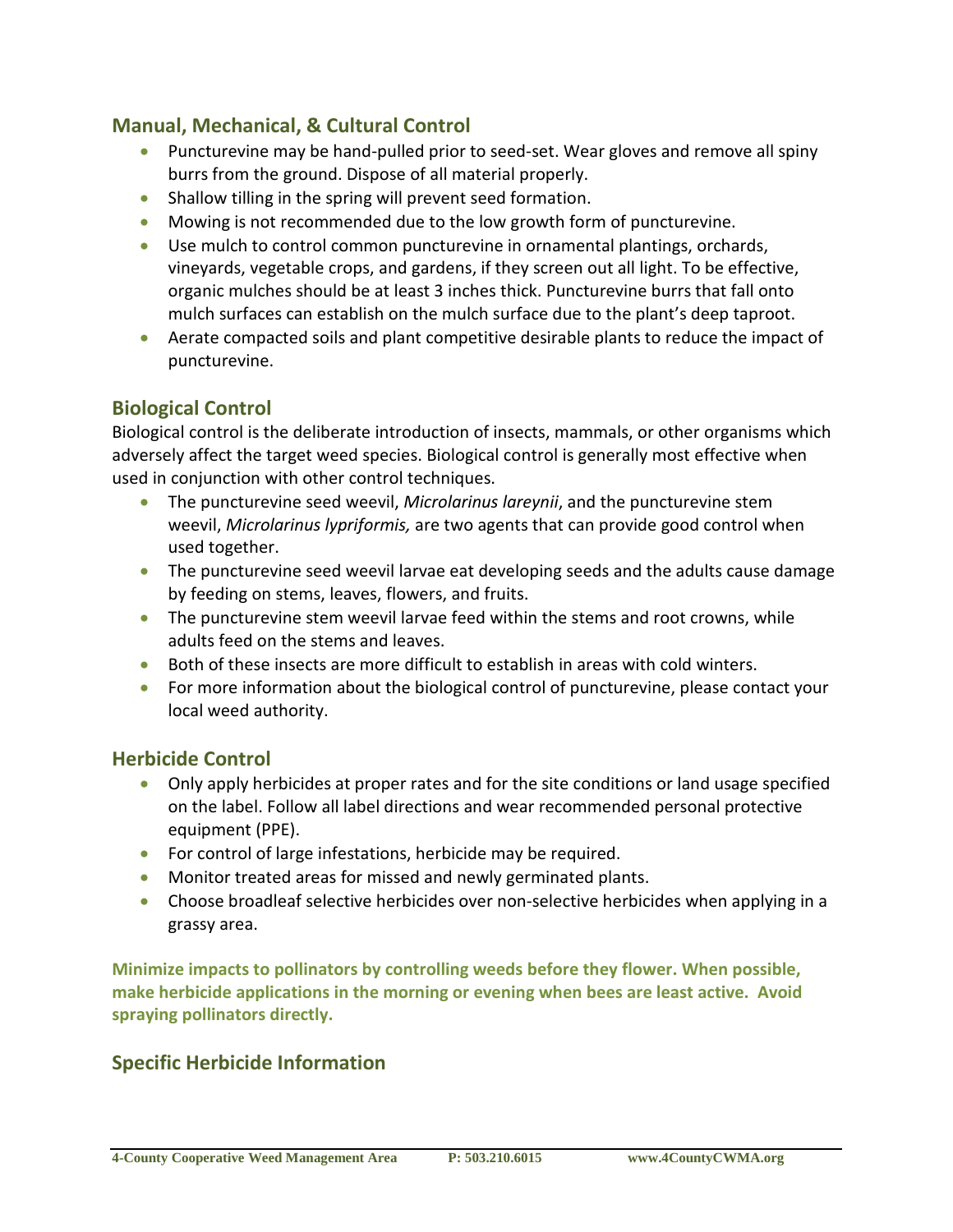## Manual, Mechanical, & Cultural Control

- Puncturevine may be hand-pulled prior to seed-set. Wear gloves and remove all spiny burrs from the ground. Dispose of all material properly.
- Shallow tilling in the spring will prevent seed formation.
- Mowing is not recommended due to the low growth form of puncturevine.
- Use mulch to control common puncturevine in ornamental plantings, orchards, vineyards, vegetable crops, and gardens, if they screen out all light. To be effective, organic mulches should be at least 3 inches thick. Puncturevine burrs that fall onto mulch surfaces can establish on the mulch surface due to the plant's deep taproot.
- Aerate compacted soils and plant competitive desirable plants to reduce the impact of puncturevine.

## Biological Control

Biological control is the deliberate introduction of insects, mammals, or other organisms which adversely affect the target weed species. Biological control is generally most effective when used in conjunction with other control techniques.

- The puncturevine seed weevil, *Microlarinus lareynii*, and the puncturevine stem weevil, *Microlarinus lypriformis,* are two agents that can provide good control when used together.
- The puncturevine seed weevil larvae eat developing seeds and the adults cause damage by feeding on stems, leaves, flowers, and fruits.
- The puncturevine stem weevil larvae feed within the stems and root crowns, while adults feed on the stems and leaves.
- Both of these insects are more difficult to establish in areas with cold winters.
- For more information about the biological control of puncturevine, please contact your local weed authority.

## Herbicide Control

- Only apply herbicides at proper rates and for the site conditions or land usage specified on the label. Follow all label directions and wear recommended personal protective equipment (PPE).
- For control of large infestations, herbicide may be required.
- Monitor treated areas for missed and newly germinated plants.
- Choose broadleaf selective herbicides over non-selective herbicides when applying in a grassy area.

**Minimize impacts to pollinators by controlling weeds before they flower. When possible, make herbicide applications in the morning or evening when bees are least active. Avoid spraying pollinators directly.**

## Specific Herbicide Information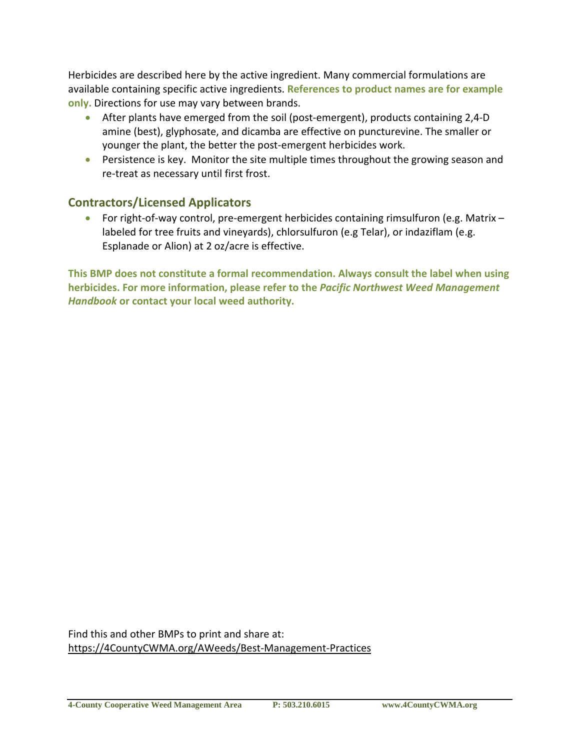Herbicides are described here by the active ingredient. Many commercial formulations are available containing specific active ingredients. **References to product names are for example only.** Directions for use may vary between brands.

- After plants have emerged from the soil (post-emergent), products containing 2,4-D amine (best), glyphosate, and dicamba are effective on puncturevine. The smaller or younger the plant, the better the post-emergent herbicides work.
- Persistence is key. Monitor the site multiple times throughout the growing season and re-treat as necessary until first frost.

## Contractors/Licensed Applicators

- For right-of-way control, pre-emergent herbicides containing rimsulfuron (e.g. Matrix – labeled for tree fruits and vineyards), chlorsulfuron (e.g Telar), or indaziflam (e.g. Esplanade or Alion) at 2 oz/acre is effective.

**This BMP does not constitute a formal recommendation. Always consult the label when using herbicides. For more information, please refer to the *Pacific Northwest Weed Management Handbook* or contact your local weed authority.**

Find this and other BMPs to print and share at:
https://4CountyCWMA.org/AWeeds/Best-Management-Practices